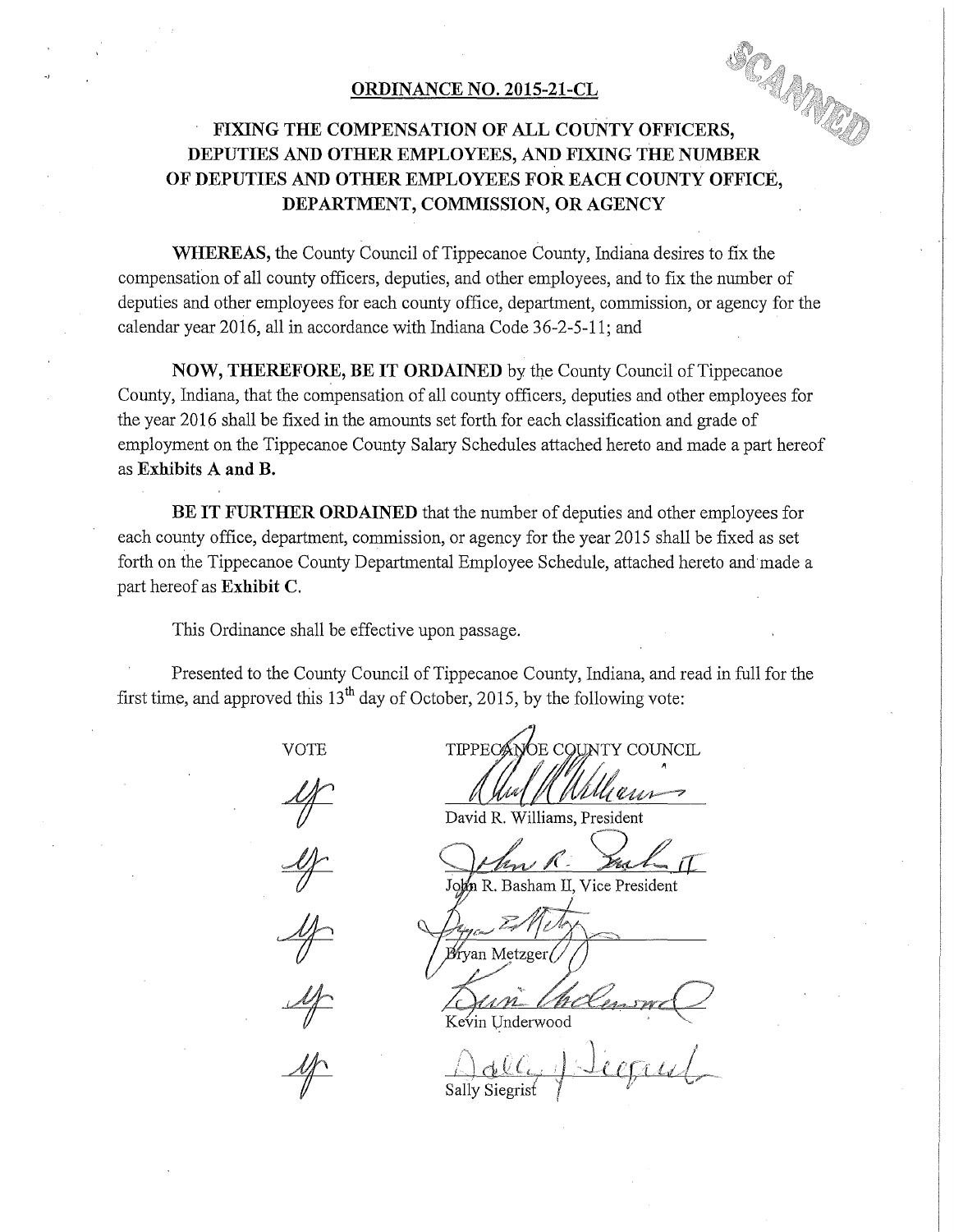## ORDINANCE NO. 2015-21-CL

# FIXING THE COMPENSATION OF ALL COUNTY OFFICERS, DEPUTIES AND OTHER EMPLOYEES, AND FIXING THE NUMBER OF DEPUTIES AND OTHER EMPLOYEES FOR EACH COUNTY OFFICE, DEPARTMENT, COMMISSION, OR AGENCY

**WHEREAS,** the County Council of Tippecanoe County, Indiana desires to fix the compensation of all county officers, deputies, and other employees, and to fix the number of deputies and other employees for each county office, department, commission, or agency for the calendar year 2016, all in accordance with Indiana Code 36-2-5-11; and

**NOW, THEREFORE, BE IT ORDAINED** by the County Council of Tippecanoe County, Indiana, that the compensation of all county officers, deputies and other employees for the year 2016 shall be fixed in the amounts set forth for each classification and grade of employment on the Tippecanoe County Salary Schedules attached hereto and made a part hereof as **Exhibits A and B.**

**BE IT FURTHER ORDAINED** that the number of deputies and other employees for each county office, department, commission, or agency for the year 2015 shall be fixed as set forth on the Tippecanoe County Departmental Employee Schedule, attached hereto and made a part hereof as **Exhibit C**.

This Ordinance shall be effective upon passage.

Presented to the County Council of Tippecanoe County, Indiana, and read in full for the first time, and approved this 13th day of October, 2015, by the following vote:

| VOTE | TIPPECANOE COUNTY COUNCIL |
|---|---|
| Ay | David R. Williams, President |
| Ay | John R. Basham II, Vice President |
| Ay | Bryan Metzger |
| Ay | Kevin Underwood |
| Ay | Sally Siegrist |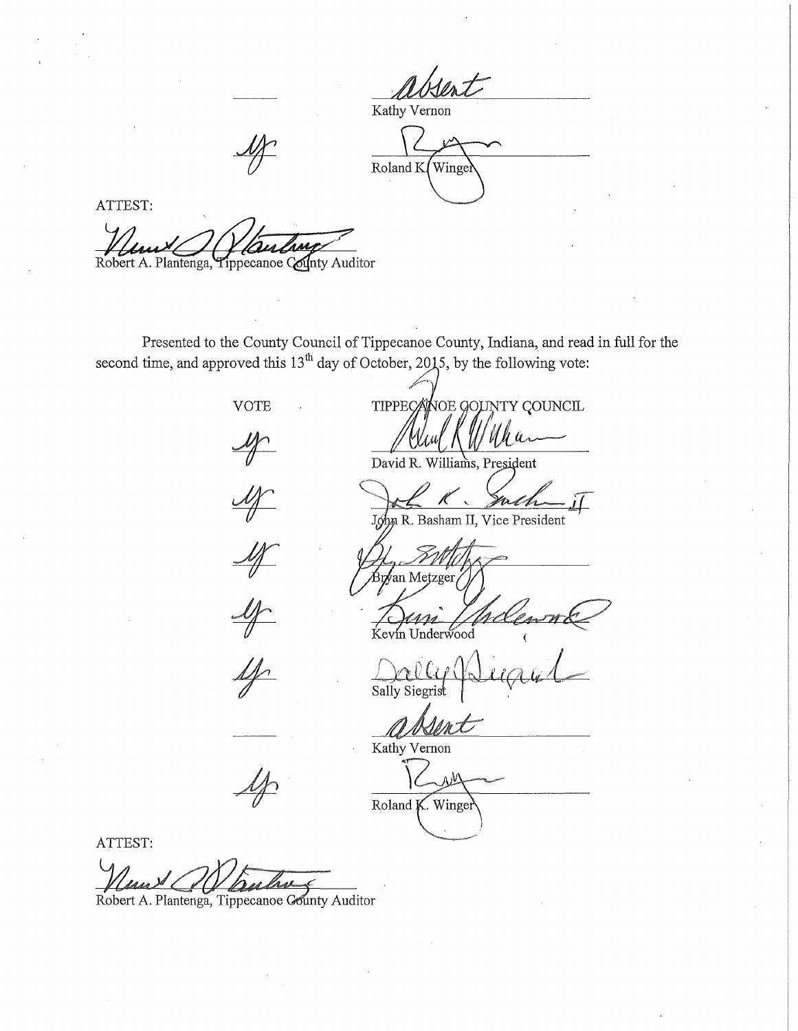| | |
|---|---|
| | absent |
| | Kathy Vernon |
| ay | |
| | Roland K. Winger |

ATTEST:

Robert A. Plantenga, Tippecanoe County Auditor

Presented to the County Council of Tippecanoe County, Indiana, and read in full for the second time, and approved this 13th day of October, 2015, by the following vote:

| VOTE | TIPPECANOE COUNTY COUNCIL |
|---|---|
| ay | David R. Williams, President |
| ay | John R. Basham II, Vice President |
| ay | Bryan Metzger |
| ay | Kevin Underwood |
| ay | Sally Siegrist |
| | absent |
| | Kathy Vernon |
| ay | Roland K. Winger |

ATTEST:

Robert A. Plantenga, Tippecanoe County Auditor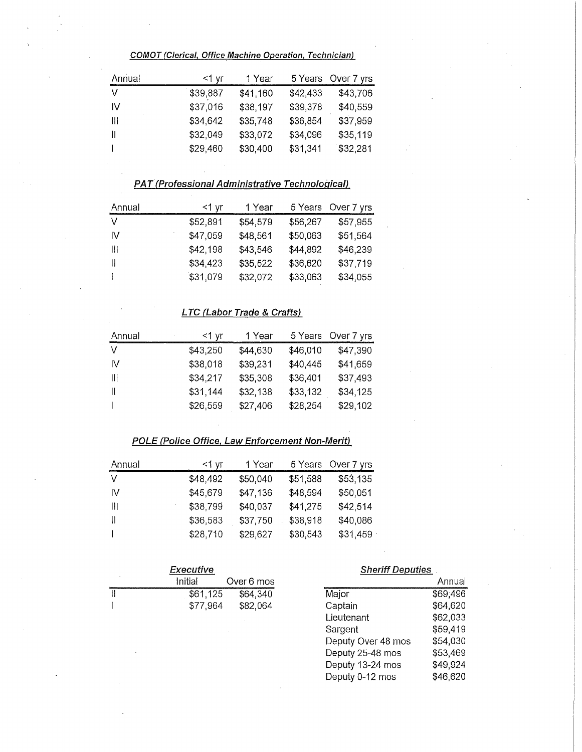***COMOT (Clerical, Office Machine Operation, Technician)***

| Annual | <1 yr | 1 Year | 5 Years | Over 7 yrs |
|---|---|---|---|---|
| V | $39,887 | $41,160 | $42,433 | $43,706 |
| IV | $37,016 | $38,197 | $39,378 | $40,559 |
| III | $34,642 | $35,748 | $36,854 | $37,959 |
| II | $32,049 | $33,072 | $34,096 | $35,119 |
| I | $29,460 | $30,400 | $31,341 | $32,281 |

***PAT (Professional Administrative Technological)***

| Annual | <1 yr | 1 Year | 5 Years | Over 7 yrs |
|---|---|---|---|---|
| V | $52,891 | $54,579 | $56,267 | $57,955 |
| IV | $47,059 | $48,561 | $50,063 | $51,564 |
| III | $42,198 | $43,546 | $44,892 | $46,239 |
| II | $34,423 | $35,522 | $36,620 | $37,719 |
| I | $31,079 | $32,072 | $33,063 | $34,055 |

***LTC (Labor Trade & Crafts)***

| Annual | <1 yr | 1 Year | 5 Years | Over 7 yrs |
|---|---|---|---|---|
| V | $43,250 | $44,630 | $46,010 | $47,390 |
| IV | $38,018 | $39,231 | $40,445 | $41,659 |
| III | $34,217 | $35,308 | $36,401 | $37,493 |
| II | $31,144 | $32,138 | $33,132 | $34,125 |
| I | $26,559 | $27,406 | $28,254 | $29,102 |

***POLE (Police Office, Law Enforcement Non-Merit)***

| Annual | <1 yr | 1 Year | 5 Years | Over 7 yrs |
|---|---|---|---|---|
| V | $48,492 | $50,040 | $51,588 | $53,135 |
| IV | $45,679 | $47,136 | $48,594 | $50,051 |
| III | $38,799 | $40,037 | $41,275 | $42,514 |
| II | $36,583 | $37,750 | $38,918 | $40,086 |
| I | $28,710 | $29,627 | $30,543 | $31,459 |

***Executive***

| | Initial | Over 6 mos |
|---|---|---|
| II | $61,125 | $64,340 |
| I | $77,964 | $82,064 |

***Sheriff Deputies***

| | Annual |
|---|---|
| Major | $69,496 |
| Captain | $64,620 |
| Lieutenant | $62,033 |
| Sargent | $59,419 |
| Deputy Over 48 mos | $54,030 |
| Deputy 25-48 mos | $53,469 |
| Deputy 13-24 mos | $49,924 |
| Deputy 0-12 mos | $46,620 |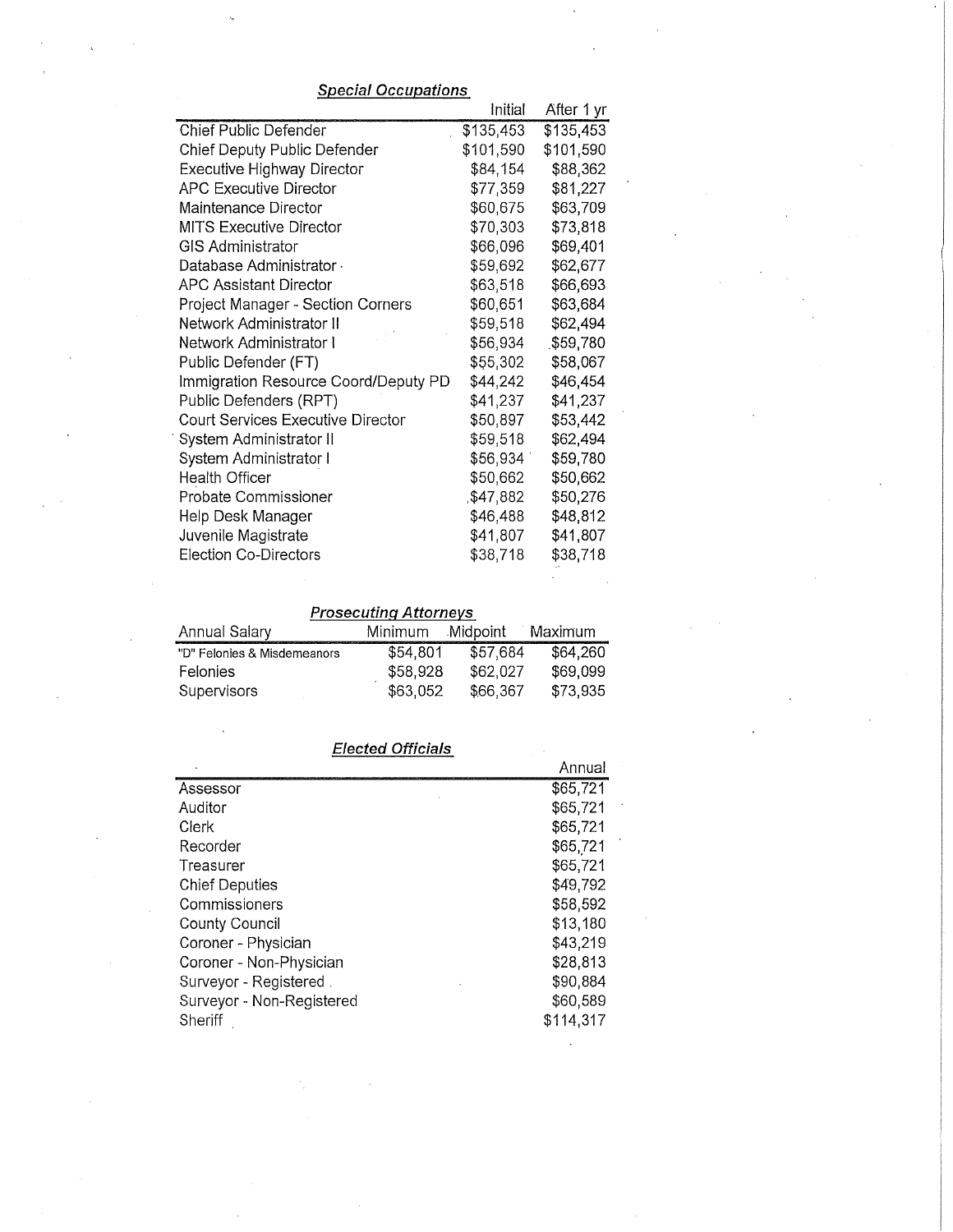### ***Special Occupations***

| | Initial | After 1 yr |
|---|---|---|
| Chief Public Defender | $135,453 | $135,453 |
| Chief Deputy Public Defender | $101,590 | $101,590 |
| Executive Highway Director | $84,154 | $88,362 |
| APC Executive Director | $77,359 | $81,227 |
| Maintenance Director | $60,675 | $63,709 |
| MITS Executive Director | $70,303 | $73,818 |
| GIS Administrator | $66,096 | $69,401 |
| Database Administrator | $59,692 | $62,677 |
| APC Assistant Director | $63,518 | $66,693 |
| Project Manager - Section Corners | $60,651 | $63,684 |
| Network Administrator II | $59,518 | $62,494 |
| Network Administrator I | $56,934 | $59,780 |
| Public Defender (FT) | $55,302 | $58,067 |
| Immigration Resource Coord/Deputy PD | $44,242 | $46,454 |
| Public Defenders (RPT) | $41,237 | $41,237 |
| Court Services Executive Director | $50,897 | $53,442 |
| System Administrator II | $59,518 | $62,494 |
| System Administrator I | $56,934 | $59,780 |
| Health Officer | $50,662 | $50,662 |
| Probate Commissioner | $47,882 | $50,276 |
| Help Desk Manager | $46,488 | $48,812 |
| Juvenile Magistrate | $41,807 | $41,807 |
| Election Co-Directors | $38,718 | $38,718 |

### ***Prosecuting Attorneys***

| Annual Salary | Minimum | Midpoint | Maximum |
|---|---|---|---|
| "D" Felonies & Misdemeanors | $54,801 | $57,684 | $64,260 |
| Felonies | $58,928 | $62,027 | $69,099 |
| Supervisors | $63,052 | $66,367 | $73,935 |

### ***Elected Officials***

| | Annual |
|---|---|
| Assessor | $65,721 |
| Auditor | $65,721 |
| Clerk | $65,721 |
| Recorder | $65,721 |
| Treasurer | $65,721 |
| Chief Deputies | $49,792 |
| Commissioners | $58,592 |
| County Council | $13,180 |
| Coroner - Physician | $43,219 |
| Coroner - Non-Physician | $28,813 |
| Surveyor - Registered | $90,884 |
| Surveyor - Non-Registered | $60,589 |
| Sheriff | $114,317 |